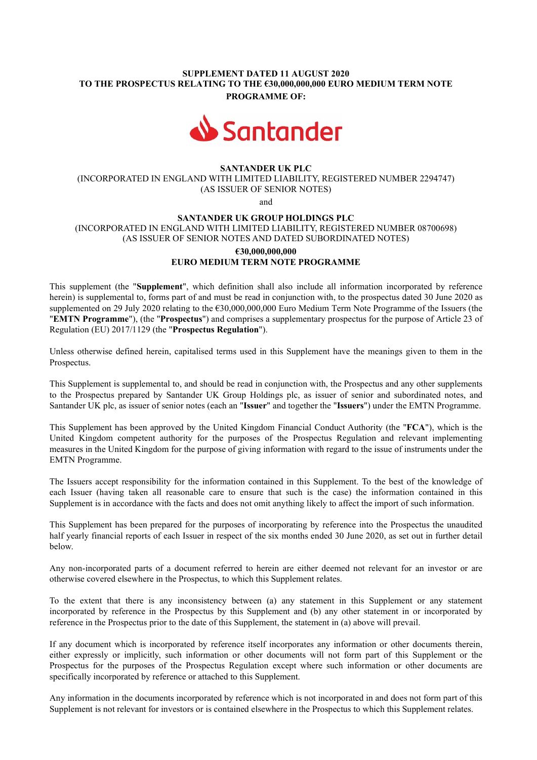**SUPPLEMENT DATED 11 AUGUST 2020**
**TO THE PROSPECTUS RELATING TO THE €30,000,000,000 EURO MEDIUM TERM NOTE PROGRAMME OF:**

**SANTANDER UK PLC**
(INCORPORATED IN ENGLAND WITH LIMITED LIABILITY, REGISTERED NUMBER 2294747)
(AS ISSUER OF SENIOR NOTES)

and

**SANTANDER UK GROUP HOLDINGS PLC**
(INCORPORATED IN ENGLAND WITH LIMITED LIABILITY, REGISTERED NUMBER 08700698)
(AS ISSUER OF SENIOR NOTES AND DATED SUBORDINATED NOTES)

**€30,000,000,000**
**EURO MEDIUM TERM NOTE PROGRAMME**

This supplement (the "**Supplement**", which definition shall also include all information incorporated by reference herein) is supplemental to, forms part of and must be read in conjunction with, to the prospectus dated 30 June 2020 as supplemented on 29 July 2020 relating to the €30,000,000,000 Euro Medium Term Note Programme of the Issuers (the "**EMTN Programme**"), (the "**Prospectus**") and comprises a supplementary prospectus for the purpose of Article 23 of Regulation (EU) 2017/1129 (the "**Prospectus Regulation**").

Unless otherwise defined herein, capitalised terms used in this Supplement have the meanings given to them in the Prospectus.

This Supplement is supplemental to, and should be read in conjunction with, the Prospectus and any other supplements to the Prospectus prepared by Santander UK Group Holdings plc, as issuer of senior and subordinated notes, and Santander UK plc, as issuer of senior notes (each an "**Issuer**" and together the "**Issuers**") under the EMTN Programme.

This Supplement has been approved by the United Kingdom Financial Conduct Authority (the "**FCA**"), which is the United Kingdom competent authority for the purposes of the Prospectus Regulation and relevant implementing measures in the United Kingdom for the purpose of giving information with regard to the issue of instruments under the EMTN Programme.

The Issuers accept responsibility for the information contained in this Supplement. To the best of the knowledge of each Issuer (having taken all reasonable care to ensure that such is the case) the information contained in this Supplement is in accordance with the facts and does not omit anything likely to affect the import of such information.

This Supplement has been prepared for the purposes of incorporating by reference into the Prospectus the unaudited half yearly financial reports of each Issuer in respect of the six months ended 30 June 2020, as set out in further detail below.

Any non-incorporated parts of a document referred to herein are either deemed not relevant for an investor or are otherwise covered elsewhere in the Prospectus, to which this Supplement relates.

To the extent that there is any inconsistency between (a) any statement in this Supplement or any statement incorporated by reference in the Prospectus by this Supplement and (b) any other statement in or incorporated by reference in the Prospectus prior to the date of this Supplement, the statement in (a) above will prevail.

If any document which is incorporated by reference itself incorporates any information or other documents therein, either expressly or implicitly, such information or other documents will not form part of this Supplement or the Prospectus for the purposes of the Prospectus Regulation except where such information or other documents are specifically incorporated by reference or attached to this Supplement.

Any information in the documents incorporated by reference which is not incorporated in and does not form part of this Supplement is not relevant for investors or is contained elsewhere in the Prospectus to which this Supplement relates.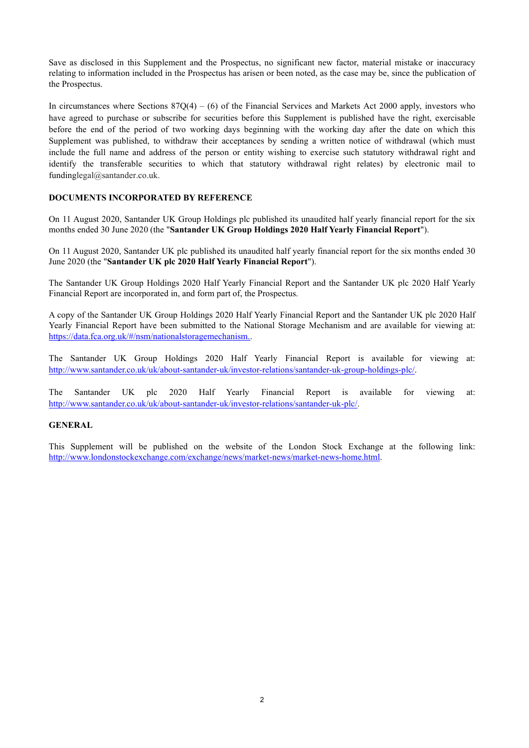Save as disclosed in this Supplement and the Prospectus, no significant new factor, material mistake or inaccuracy relating to information included in the Prospectus has arisen or been noted, as the case may be, since the publication of the Prospectus.

In circumstances where Sections 87Q(4) – (6) of the Financial Services and Markets Act 2000 apply, investors who have agreed to purchase or subscribe for securities before this Supplement is published have the right, exercisable before the end of the period of two working days beginning with the working day after the date on which this Supplement was published, to withdraw their acceptances by sending a written notice of withdrawal (which must include the full name and address of the person or entity wishing to exercise such statutory withdrawal right and identify the transferable securities to which that statutory withdrawal right relates) by electronic mail to fundinglegal@santander.co.uk.

## DOCUMENTS INCORPORATED BY REFERENCE

On 11 August 2020, Santander UK Group Holdings plc published its unaudited half yearly financial report for the six months ended 30 June 2020 (the "**Santander UK Group Holdings 2020 Half Yearly Financial Report**").

On 11 August 2020, Santander UK plc published its unaudited half yearly financial report for the six months ended 30 June 2020 (the "**Santander UK plc 2020 Half Yearly Financial Report**").

The Santander UK Group Holdings 2020 Half Yearly Financial Report and the Santander UK plc 2020 Half Yearly Financial Report are incorporated in, and form part of, the Prospectus.

A copy of the Santander UK Group Holdings 2020 Half Yearly Financial Report and the Santander UK plc 2020 Half Yearly Financial Report have been submitted to the National Storage Mechanism and are available for viewing at: https://data.fca.org.uk/#/nsm/nationalstoragemechanism..

The Santander UK Group Holdings 2020 Half Yearly Financial Report is available for viewing at: http://www.santander.co.uk/uk/about-santander-uk/investor-relations/santander-uk-group-holdings-plc/.

The Santander UK plc 2020 Half Yearly Financial Report is available for viewing at: http://www.santander.co.uk/uk/about-santander-uk/investor-relations/santander-uk-plc/.

## GENERAL

This Supplement will be published on the website of the London Stock Exchange at the following link: http://www.londonstockexchange.com/exchange/news/market-news/market-news-home.html.